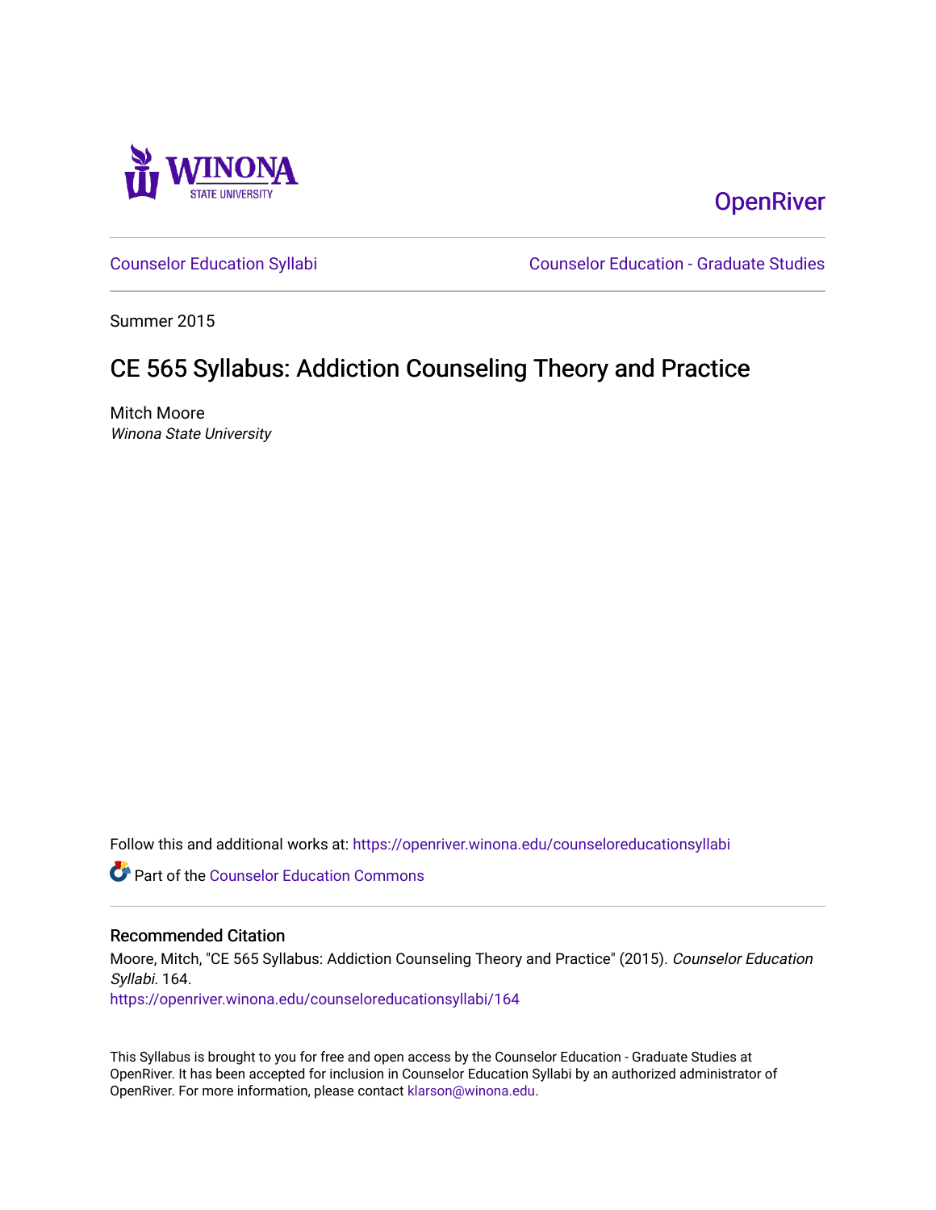Winona State University

OpenRiver

Counselor Education Syllabi

Counselor Education - Graduate Studies

Summer 2015

# CE 565 Syllabus: Addiction Counseling Theory and Practice

Mitch Moore
*Winona State University*

Follow this and additional works at: https://openriver.winona.edu/counseloreducationsyllabi

Part of the Counselor Education Commons

## Recommended Citation

Moore, Mitch, "CE 565 Syllabus: Addiction Counseling Theory and Practice" (2015). *Counselor Education Syllabi*. 164.
https://openriver.winona.edu/counseloreducationsyllabi/164

This Syllabus is brought to you for free and open access by the Counselor Education - Graduate Studies at OpenRiver. It has been accepted for inclusion in Counselor Education Syllabi by an authorized administrator of OpenRiver. For more information, please contact klarson@winona.edu.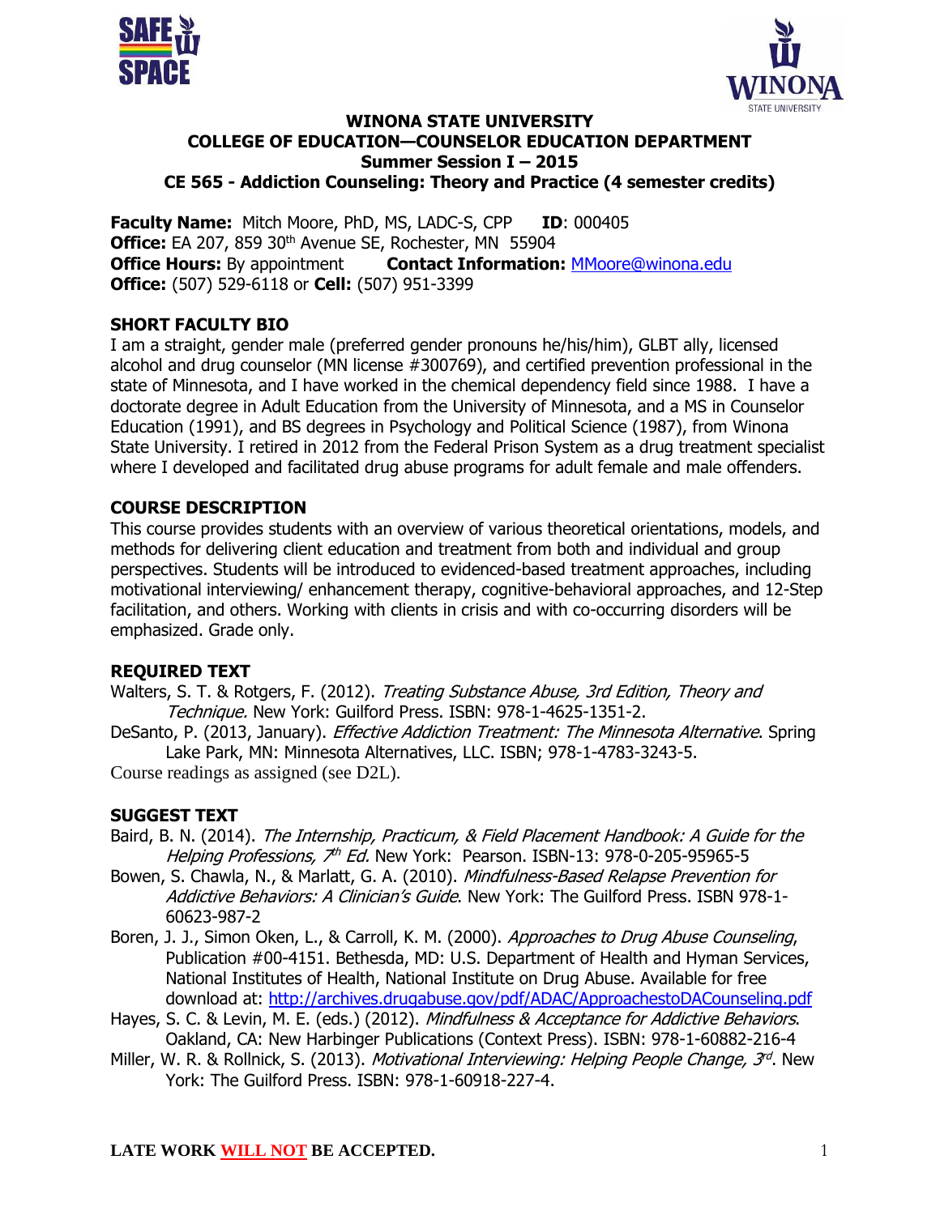**WINONA STATE UNIVERSITY**
**COLLEGE OF EDUCATION—COUNSELOR EDUCATION DEPARTMENT**
**Summer Session I – 2015**
**CE 565 - Addiction Counseling: Theory and Practice (4 semester credits)**

**Faculty Name:** Mitch Moore, PhD, MS, LADC-S, CPP **ID**: 000405
**Office:** EA 207, 859 30th Avenue SE, Rochester, MN 55904
**Office Hours:** By appointment **Contact Information:** MMoore@winona.edu
**Office:** (507) 529-6118 or **Cell:** (507) 951-3399

## SHORT FACULTY BIO

I am a straight, gender male (preferred gender pronouns he/his/him), GLBT ally, licensed alcohol and drug counselor (MN license #300769), and certified prevention professional in the state of Minnesota, and I have worked in the chemical dependency field since 1988. I have a doctorate degree in Adult Education from the University of Minnesota, and a MS in Counselor Education (1991), and BS degrees in Psychology and Political Science (1987), from Winona State University. I retired in 2012 from the Federal Prison System as a drug treatment specialist where I developed and facilitated drug abuse programs for adult female and male offenders.

## COURSE DESCRIPTION

This course provides students with an overview of various theoretical orientations, models, and methods for delivering client education and treatment from both and individual and group perspectives. Students will be introduced to evidenced-based treatment approaches, including motivational interviewing/ enhancement therapy, cognitive-behavioral approaches, and 12-Step facilitation, and others. Working with clients in crisis and with co-occurring disorders will be emphasized. Grade only.

## REQUIRED TEXT

Walters, S. T. & Rotgers, F. (2012). *Treating Substance Abuse, 3rd Edition, Theory and Technique.* New York: Guilford Press. ISBN: 978-1-4625-1351-2.

DeSanto, P. (2013, January). *Effective Addiction Treatment: The Minnesota Alternative*. Spring Lake Park, MN: Minnesota Alternatives, LLC. ISBN; 978-1-4783-3243-5.

Course readings as assigned (see D2L).

## SUGGEST TEXT

Baird, B. N. (2014). *The Internship, Practicum, & Field Placement Handbook: A Guide for the Helping Professions, 7th Ed.* New York: Pearson. ISBN-13: 978-0-205-95965-5

Bowen, S. Chawla, N., & Marlatt, G. A. (2010). *Mindfulness-Based Relapse Prevention for Addictive Behaviors: A Clinician's Guide*. New York: The Guilford Press. ISBN 978-1-60623-987-2

Boren, J. J., Simon Oken, L., & Carroll, K. M. (2000). *Approaches to Drug Abuse Counseling*, Publication #00-4151. Bethesda, MD: U.S. Department of Health and Hyman Services, National Institutes of Health, National Institute on Drug Abuse. Available for free download at: http://archives.drugabuse.gov/pdf/ADAC/ApproachestoDACounseling.pdf

Hayes, S. C. & Levin, M. E. (eds.) (2012). *Mindfulness & Acceptance for Addictive Behaviors*. Oakland, CA: New Harbinger Publications (Context Press). ISBN: 978-1-60882-216-4

Miller, W. R. & Rollnick, S. (2013). *Motivational Interviewing: Helping People Change, 3rd*. New York: The Guilford Press. ISBN: 978-1-60918-227-4.

**LATE WORK WILL NOT BE ACCEPTED.**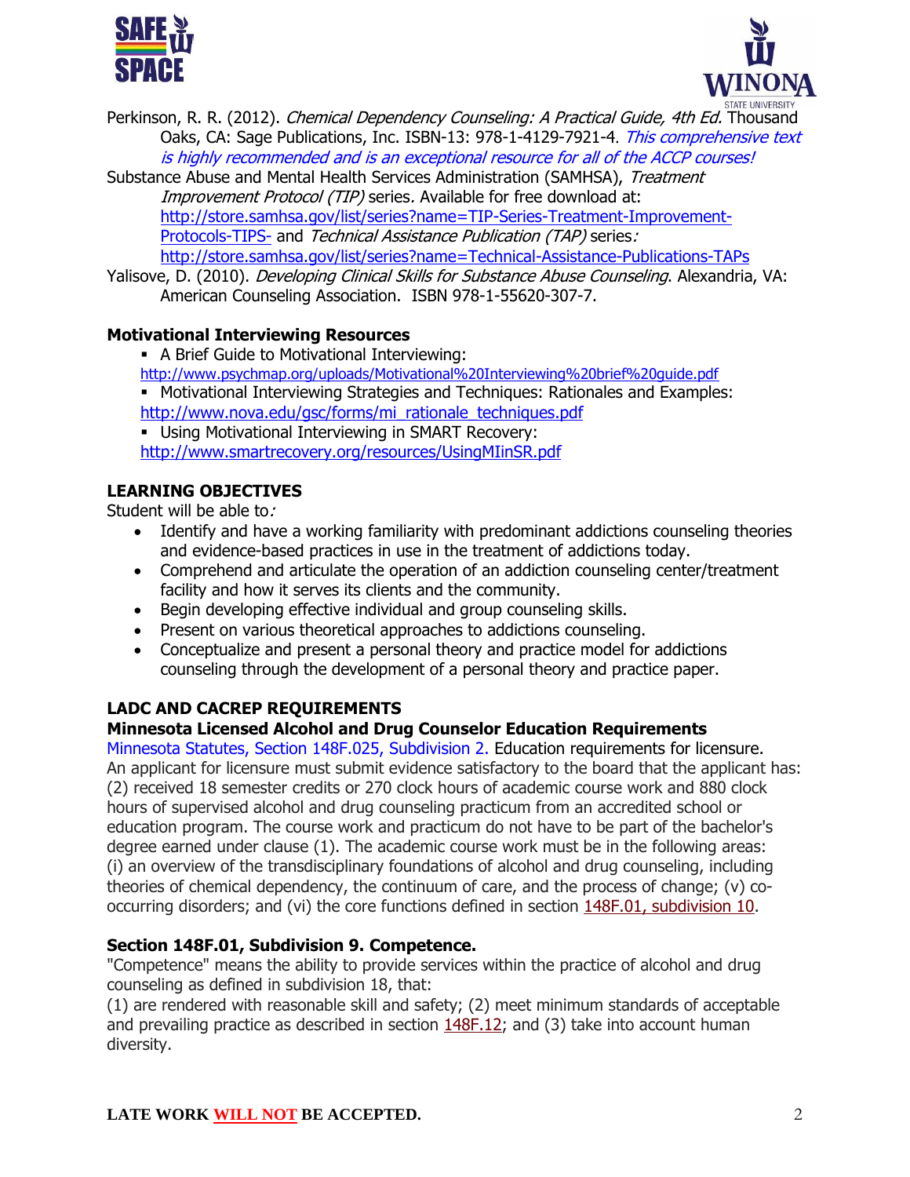Perkinson, R. R. (2012). *Chemical Dependency Counseling: A Practical Guide, 4th Ed.* Thousand Oaks, CA: Sage Publications, Inc. ISBN-13: 978-1-4129-7921-4. *This comprehensive text is highly recommended and is an exceptional resource for all of the ACCP courses!*

Substance Abuse and Mental Health Services Administration (SAMHSA), *Treatment Improvement Protocol (TIP)* series. Available for free download at: http://store.samhsa.gov/list/series?name=TIP-Series-Treatment-Improvement-Protocols-TIPS- and *Technical Assistance Publication (TAP)* series*:* http://store.samhsa.gov/list/series?name=Technical-Assistance-Publications-TAPs

Yalisove, D. (2010). *Developing Clinical Skills for Substance Abuse Counseling*. Alexandria, VA: American Counseling Association. ISBN 978-1-55620-307-7.

**Motivational Interviewing Resources**

- A Brief Guide to Motivational Interviewing: http://www.psychmap.org/uploads/Motivational%20Interviewing%20brief%20guide.pdf
- Motivational Interviewing Strategies and Techniques: Rationales and Examples: http://www.nova.edu/gsc/forms/mi_rationale_techniques.pdf
- Using Motivational Interviewing in SMART Recovery: http://www.smartrecovery.org/resources/UsingMIinSR.pdf

## LEARNING OBJECTIVES

Student will be able to*:*

- Identify and have a working familiarity with predominant addictions counseling theories and evidence-based practices in use in the treatment of addictions today.
- Comprehend and articulate the operation of an addiction counseling center/treatment facility and how it serves its clients and the community.
- Begin developing effective individual and group counseling skills.
- Present on various theoretical approaches to addictions counseling.
- Conceptualize and present a personal theory and practice model for addictions counseling through the development of a personal theory and practice paper.

## LADC AND CACREP REQUIREMENTS

### Minnesota Licensed Alcohol and Drug Counselor Education Requirements

Minnesota Statutes, Section 148F.025, Subdivision 2. Education requirements for licensure. An applicant for licensure must submit evidence satisfactory to the board that the applicant has: (2) received 18 semester credits or 270 clock hours of academic course work and 880 clock hours of supervised alcohol and drug counseling practicum from an accredited school or education program. The course work and practicum do not have to be part of the bachelor's degree earned under clause (1). The academic course work must be in the following areas: (i) an overview of the transdisciplinary foundations of alcohol and drug counseling, including theories of chemical dependency, the continuum of care, and the process of change; (v) co-occurring disorders; and (vi) the core functions defined in section 148F.01, subdivision 10.

### Section 148F.01, Subdivision 9. Competence.

"Competence" means the ability to provide services within the practice of alcohol and drug counseling as defined in subdivision 18, that:
(1) are rendered with reasonable skill and safety; (2) meet minimum standards of acceptable and prevailing practice as described in section 148F.12; and (3) take into account human diversity.

**LATE WORK WILL NOT BE ACCEPTED.**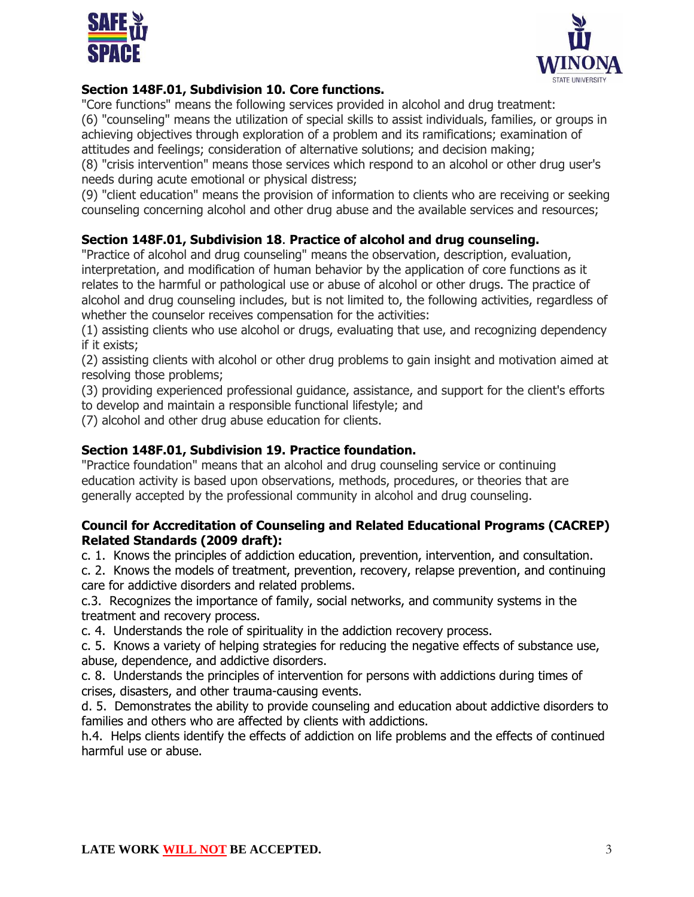**Section 148F.01, Subdivision 10. Core functions.**

"Core functions" means the following services provided in alcohol and drug treatment:

(6) "counseling" means the utilization of special skills to assist individuals, families, or groups in achieving objectives through exploration of a problem and its ramifications; examination of attitudes and feelings; consideration of alternative solutions; and decision making;

(8) "crisis intervention" means those services which respond to an alcohol or other drug user's needs during acute emotional or physical distress;

(9) "client education" means the provision of information to clients who are receiving or seeking counseling concerning alcohol and other drug abuse and the available services and resources;

**Section 148F.01, Subdivision 18. Practice of alcohol and drug counseling.**

"Practice of alcohol and drug counseling" means the observation, description, evaluation, interpretation, and modification of human behavior by the application of core functions as it relates to the harmful or pathological use or abuse of alcohol or other drugs. The practice of alcohol and drug counseling includes, but is not limited to, the following activities, regardless of whether the counselor receives compensation for the activities:

(1) assisting clients who use alcohol or drugs, evaluating that use, and recognizing dependency if it exists;

(2) assisting clients with alcohol or other drug problems to gain insight and motivation aimed at resolving those problems;

(3) providing experienced professional guidance, assistance, and support for the client's efforts to develop and maintain a responsible functional lifestyle; and

(7) alcohol and other drug abuse education for clients.

**Section 148F.01, Subdivision 19. Practice foundation.**

"Practice foundation" means that an alcohol and drug counseling service or continuing education activity is based upon observations, methods, procedures, or theories that are generally accepted by the professional community in alcohol and drug counseling.

**Council for Accreditation of Counseling and Related Educational Programs (CACREP) Related Standards (2009 draft):**

c. 1. Knows the principles of addiction education, prevention, intervention, and consultation.

c. 2. Knows the models of treatment, prevention, recovery, relapse prevention, and continuing care for addictive disorders and related problems.

c.3. Recognizes the importance of family, social networks, and community systems in the treatment and recovery process.

c. 4. Understands the role of spirituality in the addiction recovery process.

c. 5. Knows a variety of helping strategies for reducing the negative effects of substance use, abuse, dependence, and addictive disorders.

c. 8. Understands the principles of intervention for persons with addictions during times of crises, disasters, and other trauma-causing events.

d. 5. Demonstrates the ability to provide counseling and education about addictive disorders to families and others who are affected by clients with addictions.

h.4. Helps clients identify the effects of addiction on life problems and the effects of continued harmful use or abuse.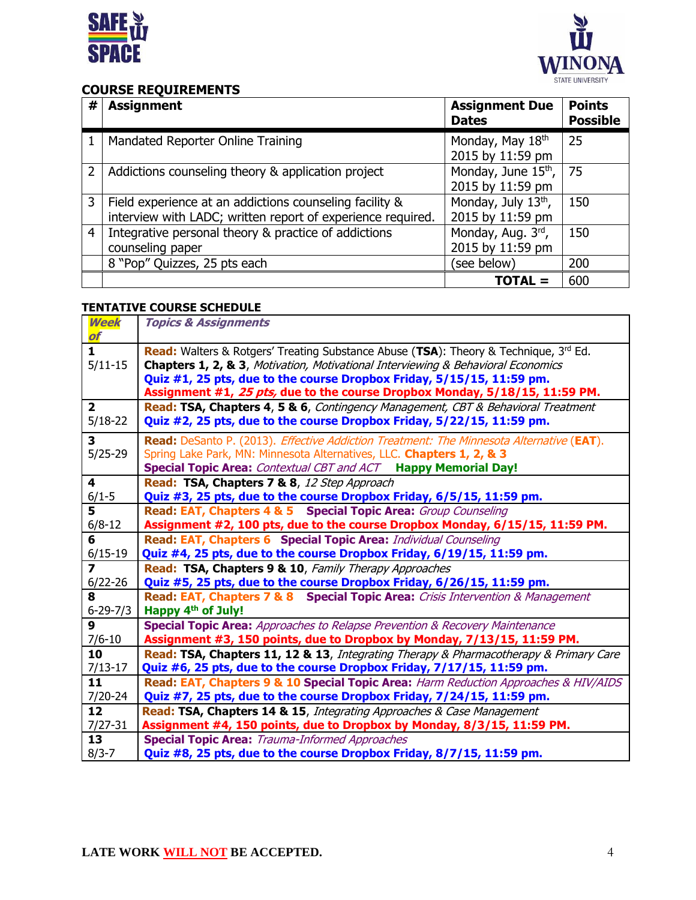## COURSE REQUIREMENTS

| # | Assignment | Assignment Due Dates | Points Possible |
|---|---|---|---|
| 1 | Mandated Reporter Online Training | Monday, May 18th 2015 by 11:59 pm | 25 |
| 2 | Addictions counseling theory & application project | Monday, June 15th, 2015 by 11:59 pm | 75 |
| 3 | Field experience at an addictions counseling facility & interview with LADC; written report of experience required. | Monday, July 13th, 2015 by 11:59 pm | 150 |
| 4 | Integrative personal theory & practice of addictions counseling paper | Monday, Aug. 3rd, 2015 by 11:59 pm | 150 |
| | 8 "Pop" Quizzes, 25 pts each | (see below) | 200 |
| | | **TOTAL =** | 600 |

## TENTATIVE COURSE SCHEDULE

| ***Week of*** | ***Topics & Assignments*** |
|---|---|
| **1** 5/11-15 | **Read:** Walters & Rotgers' Treating Substance Abuse (**TSA**): Theory & Technique, 3rd Ed. **Chapters 1, 2, & 3**, *Motivation, Motivational Interviewing & Behavioral Economics* **Quiz #1, 25 pts, due to the course Dropbox Friday, 5/15/15, 11:59 pm.** **Assignment #1, *25 pts,* due to the course Dropbox Monday, 5/18/15, 11:59 PM.** |
| **2** 5/18-22 | **Read: TSA, Chapters 4, 5 & 6**, *Contingency Management, CBT & Behavioral Treatment* **Quiz #2, 25 pts, due to the course Dropbox Friday, 5/22/15, 11:59 pm.** |
| **3** 5/25-29 | **Read:** DeSanto P. (2013). *Effective Addiction Treatment: The Minnesota Alternative* (**EAT**). Spring Lake Park, MN: Minnesota Alternatives, LLC. **Chapters 1, 2, & 3** **Special Topic Area:** *Contextual CBT and ACT* **Happy Memorial Day!** |
| **4** 6/1-5 | **Read: TSA, Chapters 7 & 8**, *12 Step Approach* **Quiz #3, 25 pts, due to the course Dropbox Friday, 6/5/15, 11:59 pm.** |
| **5** 6/8-12 | **Read: EAT, Chapters 4 & 5 Special Topic Area:** *Group Counseling* **Assignment #2, 100 pts, due to the course Dropbox Monday, 6/15/15, 11:59 PM.** |
| **6** 6/15-19 | **Read: EAT, Chapters 6 Special Topic Area:** *Individual Counseling* **Quiz #4, 25 pts, due to the course Dropbox Friday, 6/19/15, 11:59 pm.** |
| **7** 6/22-26 | **Read: TSA, Chapters 9 & 10**, *Family Therapy Approaches* **Quiz #5, 25 pts, due to the course Dropbox Friday, 6/26/15, 11:59 pm.** |
| **8** 6-29-7/3 | **Read: EAT, Chapters 7 & 8 Special Topic Area:** *Crisis Intervention & Management* **Happy 4th of July!** |
| **9** 7/6-10 | **Special Topic Area:** *Approaches to Relapse Prevention & Recovery Maintenance* **Assignment #3, 150 points, due to Dropbox by Monday, 7/13/15, 11:59 PM.** |
| **10** 7/13-17 | **Read: TSA, Chapters 11, 12 & 13**, *Integrating Therapy & Pharmacotherapy & Primary Care* **Quiz #6, 25 pts, due to the course Dropbox Friday, 7/17/15, 11:59 pm.** |
| **11** 7/20-24 | **Read: EAT, Chapters 9 & 10 Special Topic Area:** *Harm Reduction Approaches & HIV/AIDS* **Quiz #7, 25 pts, due to the course Dropbox Friday, 7/24/15, 11:59 pm.** |
| **12** 7/27-31 | **Read: TSA, Chapters 14 & 15**, *Integrating Approaches & Case Management* **Assignment #4, 150 points, due to Dropbox by Monday, 8/3/15, 11:59 PM.** |
| **13** 8/3-7 | **Special Topic Area:** *Trauma-Informed Approaches* **Quiz #8, 25 pts, due to the course Dropbox Friday, 8/7/15, 11:59 pm.** |

**LATE WORK WILL NOT BE ACCEPTED.**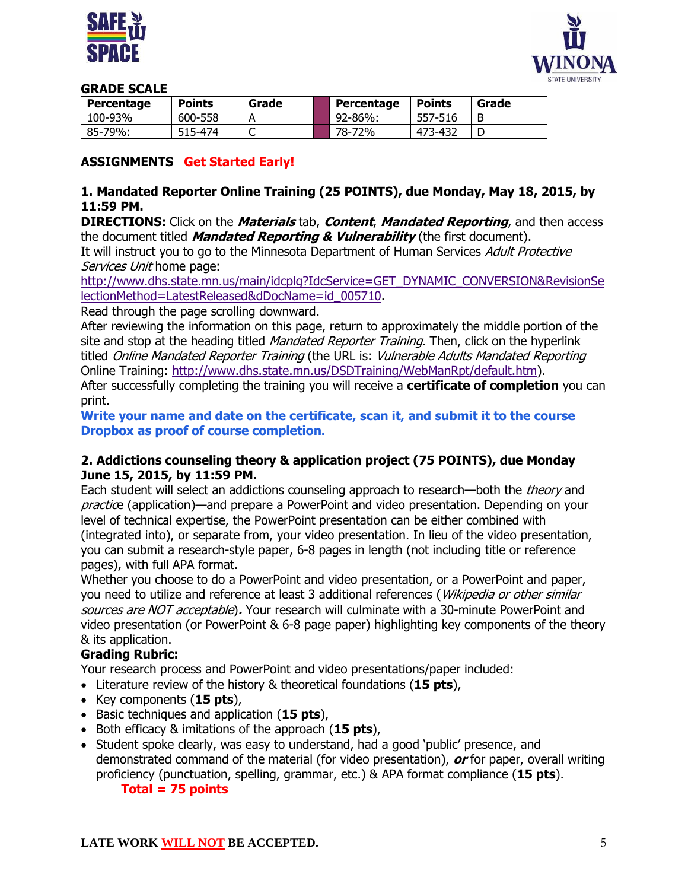**GRADE SCALE**

| Percentage | Points | Grade | | Percentage | Points | Grade |
|---|---|---|---|---|---|---|
| 100-93% | 600-558 | A | | 92-86%: | 557-516 | B |
| 85-79%: | 515-474 | C | | 78-72% | 473-432 | D |

**ASSIGNMENTS** **Get Started Early!**

**1. Mandated Reporter Online Training (25 POINTS), due Monday, May 18, 2015, by 11:59 PM.**

**DIRECTIONS:** Click on the ***Materials*** tab, ***Content***, ***Mandated Reporting***, and then access the document titled ***Mandated Reporting & Vulnerability*** (the first document).
It will instruct you to go to the Minnesota Department of Human Services *Adult Protective Services Unit* home page:
http://www.dhs.state.mn.us/main/idcplg?IdcService=GET_DYNAMIC_CONVERSION&RevisionSelectionMethod=LatestReleased&dDocName=id_005710.
Read through the page scrolling downward.
After reviewing the information on this page, return to approximately the middle portion of the site and stop at the heading titled *Mandated Reporter Training*. Then, click on the hyperlink titled *Online Mandated Reporter Training* (the URL is: *Vulnerable Adults Mandated Reporting* Online Training: http://www.dhs.state.mn.us/DSDTraining/WebManRpt/default.htm).
After successfully completing the training you will receive a **certificate of completion** you can print.
**Write your name and date on the certificate, scan it, and submit it to the course Dropbox as proof of course completion.**

**2. Addictions counseling theory & application project (75 POINTS), due Monday June 15, 2015, by 11:59 PM.**

Each student will select an addictions counseling approach to research—both the *theory* and *practice* (application)—and prepare a PowerPoint and video presentation. Depending on your level of technical expertise, the PowerPoint presentation can be either combined with (integrated into), or separate from, your video presentation. In lieu of the video presentation, you can submit a research-style paper, 6-8 pages in length (not including title or reference pages), with full APA format.
Whether you choose to do a PowerPoint and video presentation, or a PowerPoint and paper, you need to utilize and reference at least 3 additional references (*Wikipedia or other similar sources are NOT acceptable*)**.** Your research will culminate with a 30-minute PowerPoint and video presentation (or PowerPoint & 6-8 page paper) highlighting key components of the theory & its application.

**Grading Rubric:**

Your research process and PowerPoint and video presentations/paper included:

- Literature review of the history & theoretical foundations (**15 pts**),
- Key components (**15 pts**),
- Basic techniques and application (**15 pts**),
- Both efficacy & imitations of the approach (**15 pts**),
- Student spoke clearly, was easy to understand, had a good 'public' presence, and demonstrated command of the material (for video presentation), ***or*** for paper, overall writing proficiency (punctuation, spelling, grammar, etc.) & APA format compliance (**15 pts**).

  **Total = 75 points**

**LATE WORK WILL NOT BE ACCEPTED.**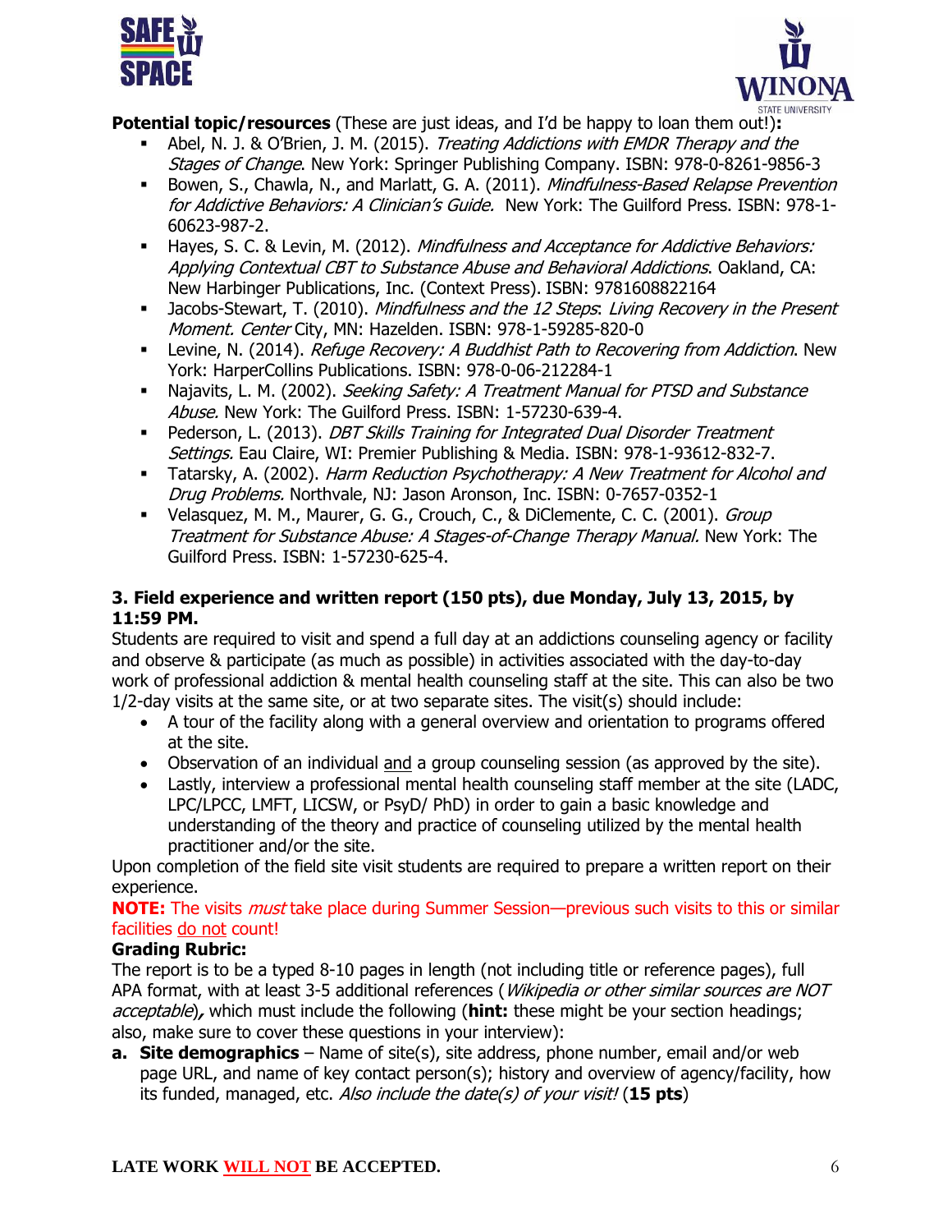**Potential topic/resources** (These are just ideas, and I'd be happy to loan them out!)**:**

- Abel, N. J. & O'Brien, J. M. (2015). *Treating Addictions with EMDR Therapy and the Stages of Change*. New York: Springer Publishing Company. ISBN: 978-0-8261-9856-3
- Bowen, S., Chawla, N., and Marlatt, G. A. (2011). *Mindfulness-Based Relapse Prevention for Addictive Behaviors: A Clinician's Guide.* New York: The Guilford Press. ISBN: 978-1-60623-987-2.
- Hayes, S. C. & Levin, M. (2012). *Mindfulness and Acceptance for Addictive Behaviors: Applying Contextual CBT to Substance Abuse and Behavioral Addictions*. Oakland, CA: New Harbinger Publications, Inc. (Context Press). ISBN: 9781608822164
- Jacobs-Stewart, T. (2010). *Mindfulness and the 12 Steps*: *Living Recovery in the Present Moment. Center* City, MN: Hazelden. ISBN: 978-1-59285-820-0
- Levine, N. (2014). *Refuge Recovery: A Buddhist Path to Recovering from Addiction*. New York: HarperCollins Publications. ISBN: 978-0-06-212284-1
- Najavits, L. M. (2002). *Seeking Safety: A Treatment Manual for PTSD and Substance Abuse.* New York: The Guilford Press. ISBN: 1-57230-639-4.
- Pederson, L. (2013). *DBT Skills Training for Integrated Dual Disorder Treatment Settings.* Eau Claire, WI: Premier Publishing & Media. ISBN: 978-1-93612-832-7.
- Tatarsky, A. (2002). *Harm Reduction Psychotherapy: A New Treatment for Alcohol and Drug Problems.* Northvale, NJ: Jason Aronson, Inc. ISBN: 0-7657-0352-1
- Velasquez, M. M., Maurer, G. G., Crouch, C., & DiClemente, C. C. (2001). *Group Treatment for Substance Abuse: A Stages-of-Change Therapy Manual.* New York: The Guilford Press. ISBN: 1-57230-625-4.

### 3. Field experience and written report (150 pts), due Monday, July 13, 2015, by 11:59 PM.

Students are required to visit and spend a full day at an addictions counseling agency or facility and observe & participate (as much as possible) in activities associated with the day-to-day work of professional addiction & mental health counseling staff at the site. This can also be two 1/2-day visits at the same site, or at two separate sites. The visit(s) should include:

- A tour of the facility along with a general overview and orientation to programs offered at the site.
- Observation of an individual <u>and</u> a group counseling session (as approved by the site).
- Lastly, interview a professional mental health counseling staff member at the site (LADC, LPC/LPCC, LMFT, LICSW, or PsyD/ PhD) in order to gain a basic knowledge and understanding of the theory and practice of counseling utilized by the mental health practitioner and/or the site.

Upon completion of the field site visit students are required to prepare a written report on their experience.

**NOTE:** The visits *must* take place during Summer Session—previous such visits to this or similar facilities <u>do not</u> count!

**Grading Rubric:**

The report is to be a typed 8-10 pages in length (not including title or reference pages), full APA format, with at least 3-5 additional references (*Wikipedia or other similar sources are NOT acceptable*)*,* which must include the following (**hint:** these might be your section headings; also, make sure to cover these questions in your interview):

**a. Site demographics** – Name of site(s), site address, phone number, email and/or web page URL, and name of key contact person(s); history and overview of agency/facility, how its funded, managed, etc. *Also include the date(s) of your visit!* (**15 pts**)

**LATE WORK <u>WILL NOT</u> BE ACCEPTED.**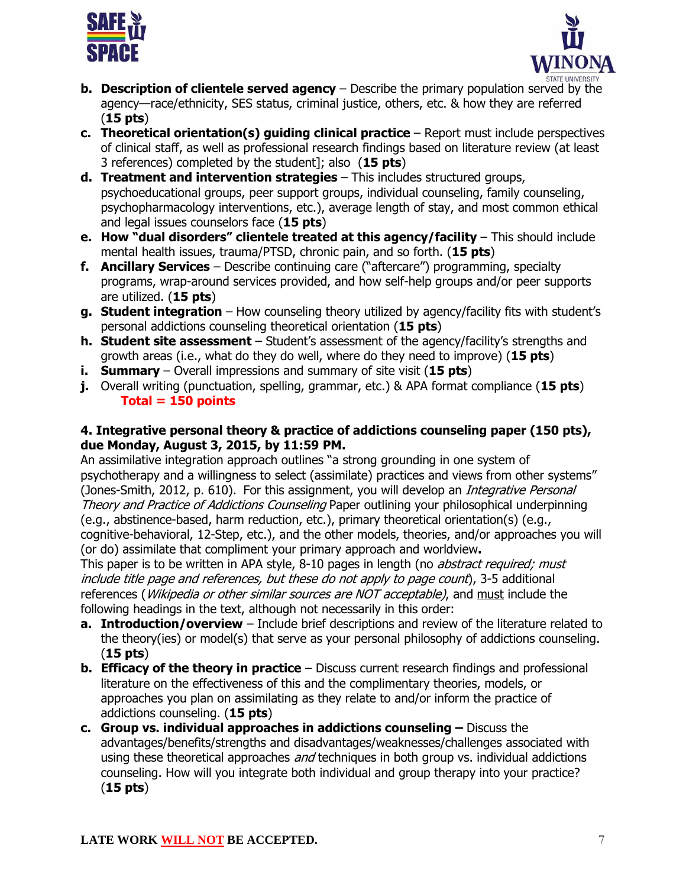- **b. Description of clientele served agency** – Describe the primary population served by the agency—race/ethnicity, SES status, criminal justice, others, etc. & how they are referred (**15 pts**)
- **c. Theoretical orientation(s) guiding clinical practice** – Report must include perspectives of clinical staff, as well as professional research findings based on literature review (at least 3 references) completed by the student]; also (**15 pts**)
- **d. Treatment and intervention strategies** – This includes structured groups, psychoeducational groups, peer support groups, individual counseling, family counseling, psychopharmacology interventions, etc.), average length of stay, and most common ethical and legal issues counselors face (**15 pts**)
- **e. How "dual disorders" clientele treated at this agency/facility** – This should include mental health issues, trauma/PTSD, chronic pain, and so forth. (**15 pts**)
- **f. Ancillary Services** – Describe continuing care ("aftercare") programming, specialty programs, wrap-around services provided, and how self-help groups and/or peer supports are utilized. (**15 pts**)
- **g. Student integration** – How counseling theory utilized by agency/facility fits with student's personal addictions counseling theoretical orientation (**15 pts**)
- **h. Student site assessment** – Student's assessment of the agency/facility's strengths and growth areas (i.e., what do they do well, where do they need to improve) (**15 pts**)
- **i. Summary** – Overall impressions and summary of site visit (**15 pts**)
- **j.** Overall writing (punctuation, spelling, grammar, etc.) & APA format compliance (**15 pts**)

  **Total = 150 points**

### 4. Integrative personal theory & practice of addictions counseling paper (150 pts), due Monday, August 3, 2015, by 11:59 PM.

An assimilative integration approach outlines "a strong grounding in one system of psychotherapy and a willingness to select (assimilate) practices and views from other systems" (Jones-Smith, 2012, p. 610). For this assignment, you will develop an *Integrative Personal Theory and Practice of Addictions Counseling* Paper outlining your philosophical underpinning (e.g., abstinence-based, harm reduction, etc.), primary theoretical orientation(s) (e.g., cognitive-behavioral, 12-Step, etc.), and the other models, theories, and/or approaches you will (or do) assimilate that compliment your primary approach and worldview**.**

This paper is to be written in APA style, 8-10 pages in length (no *abstract required; must include title page and references, but these do not apply to page count*), 3-5 additional references (*Wikipedia or other similar sources are NOT acceptable)*, and must include the following headings in the text, although not necessarily in this order:

- **a. Introduction/overview** – Include brief descriptions and review of the literature related to the theory(ies) or model(s) that serve as your personal philosophy of addictions counseling. (**15 pts**)
- **b. Efficacy of the theory in practice** – Discuss current research findings and professional literature on the effectiveness of this and the complimentary theories, models, or approaches you plan on assimilating as they relate to and/or inform the practice of addictions counseling. (**15 pts**)
- **c. Group vs. individual approaches in addictions counseling –** Discuss the advantages/benefits/strengths and disadvantages/weaknesses/challenges associated with using these theoretical approaches *and* techniques in both group vs. individual addictions counseling. How will you integrate both individual and group therapy into your practice? (**15 pts**)

**LATE WORK WILL NOT BE ACCEPTED.**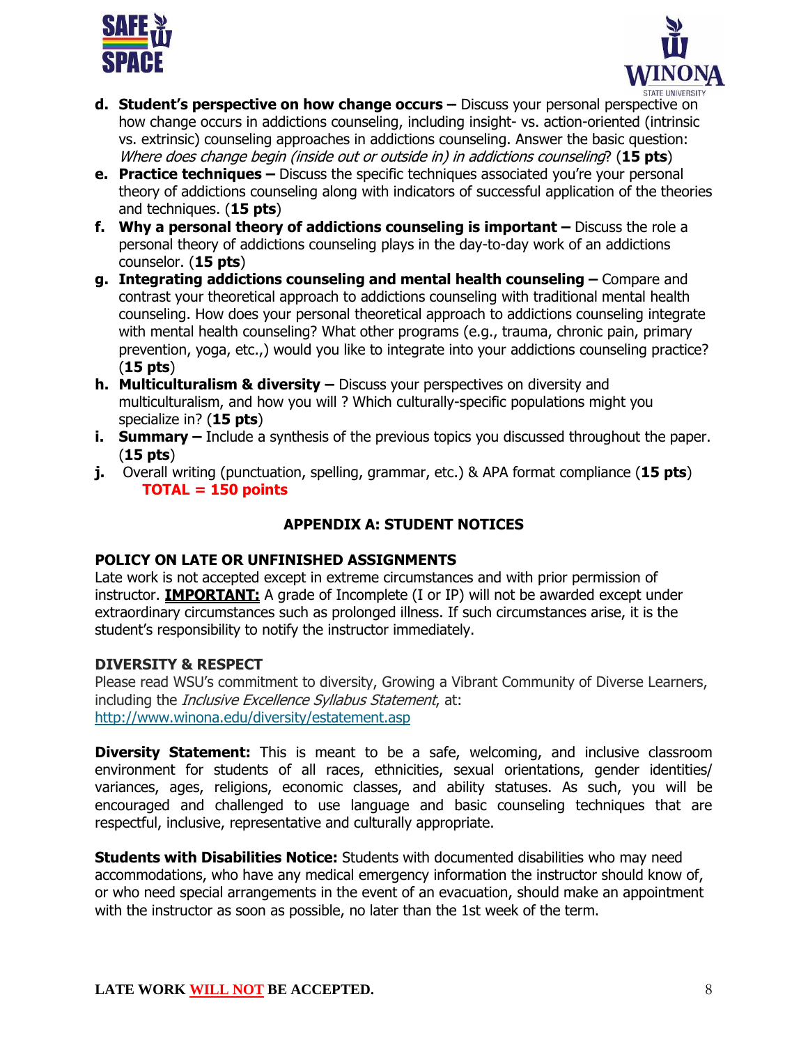d. **Student's perspective on how change occurs –** Discuss your personal perspective on how change occurs in addictions counseling, including insight- vs. action-oriented (intrinsic vs. extrinsic) counseling approaches in addictions counseling. Answer the basic question: *Where does change begin (inside out or outside in) in addictions counseling*? (**15 pts**)
e. **Practice techniques –** Discuss the specific techniques associated you're your personal theory of addictions counseling along with indicators of successful application of the theories and techniques. (**15 pts**)
f. **Why a personal theory of addictions counseling is important –** Discuss the role a personal theory of addictions counseling plays in the day-to-day work of an addictions counselor. (**15 pts**)
g. **Integrating addictions counseling and mental health counseling –** Compare and contrast your theoretical approach to addictions counseling with traditional mental health counseling. How does your personal theoretical approach to addictions counseling integrate with mental health counseling? What other programs (e.g., trauma, chronic pain, primary prevention, yoga, etc.,) would you like to integrate into your addictions counseling practice? (**15 pts**)
h. **Multiculturalism & diversity –** Discuss your perspectives on diversity and multiculturalism, and how you will ? Which culturally-specific populations might you specialize in? (**15 pts**)
i. **Summary –** Include a synthesis of the previous topics you discussed throughout the paper. (**15 pts**)
j. Overall writing (punctuation, spelling, grammar, etc.) & APA format compliance (**15 pts**)

**TOTAL = 150 points**

## APPENDIX A: STUDENT NOTICES

### POLICY ON LATE OR UNFINISHED ASSIGNMENTS

Late work is not accepted except in extreme circumstances and with prior permission of instructor. **IMPORTANT:** A grade of Incomplete (I or IP) will not be awarded except under extraordinary circumstances such as prolonged illness. If such circumstances arise, it is the student's responsibility to notify the instructor immediately.

### DIVERSITY & RESPECT

Please read WSU's commitment to diversity, Growing a Vibrant Community of Diverse Learners, including the *Inclusive Excellence Syllabus Statement*, at: http://www.winona.edu/diversity/estatement.asp

**Diversity Statement:** This is meant to be a safe, welcoming, and inclusive classroom environment for students of all races, ethnicities, sexual orientations, gender identities/ variances, ages, religions, economic classes, and ability statuses. As such, you will be encouraged and challenged to use language and basic counseling techniques that are respectful, inclusive, representative and culturally appropriate.

**Students with Disabilities Notice:** Students with documented disabilities who may need accommodations, who have any medical emergency information the instructor should know of, or who need special arrangements in the event of an evacuation, should make an appointment with the instructor as soon as possible, no later than the 1st week of the term.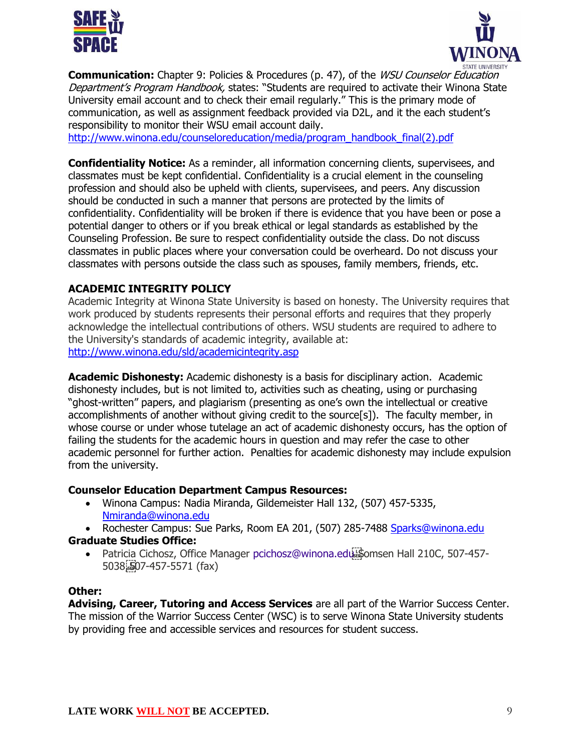**Communication:** Chapter 9: Policies & Procedures (p. 47), of the *WSU Counselor Education Department's Program Handbook,* states: "Students are required to activate their Winona State University email account and to check their email regularly." This is the primary mode of communication, as well as assignment feedback provided via D2L, and it the each student's responsibility to monitor their WSU email account daily.
http://www.winona.edu/counseloreducation/media/program_handbook_final(2).pdf

**Confidentiality Notice:** As a reminder, all information concerning clients, supervisees, and classmates must be kept confidential. Confidentiality is a crucial element in the counseling profession and should also be upheld with clients, supervisees, and peers. Any discussion should be conducted in such a manner that persons are protected by the limits of confidentiality. Confidentiality will be broken if there is evidence that you have been or pose a potential danger to others or if you break ethical or legal standards as established by the Counseling Profession. Be sure to respect confidentiality outside the class. Do not discuss classmates in public places where your conversation could be overheard. Do not discuss your classmates with persons outside the class such as spouses, family members, friends, etc.

**ACADEMIC INTEGRITY POLICY**

Academic Integrity at Winona State University is based on honesty. The University requires that work produced by students represents their personal efforts and requires that they properly acknowledge the intellectual contributions of others. WSU students are required to adhere to the University's standards of academic integrity, available at:
http://www.winona.edu/sld/academicintegrity.asp

**Academic Dishonesty:** Academic dishonesty is a basis for disciplinary action. Academic dishonesty includes, but is not limited to, activities such as cheating, using or purchasing "ghost-written" papers, and plagiarism (presenting as one's own the intellectual or creative accomplishments of another without giving credit to the source[s]). The faculty member, in whose course or under whose tutelage an act of academic dishonesty occurs, has the option of failing the students for the academic hours in question and may refer the case to other academic personnel for further action. Penalties for academic dishonesty may include expulsion from the university.

**Counselor Education Department Campus Resources:**

- Winona Campus: Nadia Miranda, Gildemeister Hall 132, (507) 457-5335, Nmiranda@winona.edu
- Rochester Campus: Sue Parks, Room EA 201, (507) 285-7488 Sparks@winona.edu

**Graduate Studies Office:**

- Patricia Cichosz, Office Manager pcichosz@winona.edu Somsen Hall 210C, 507-457-5038 507-457-5571 (fax)

**Other:**

**Advising, Career, Tutoring and Access Services** are all part of the Warrior Success Center. The mission of the Warrior Success Center (WSC) is to serve Winona State University students by providing free and accessible services and resources for student success.

**LATE WORK WILL NOT BE ACCEPTED.**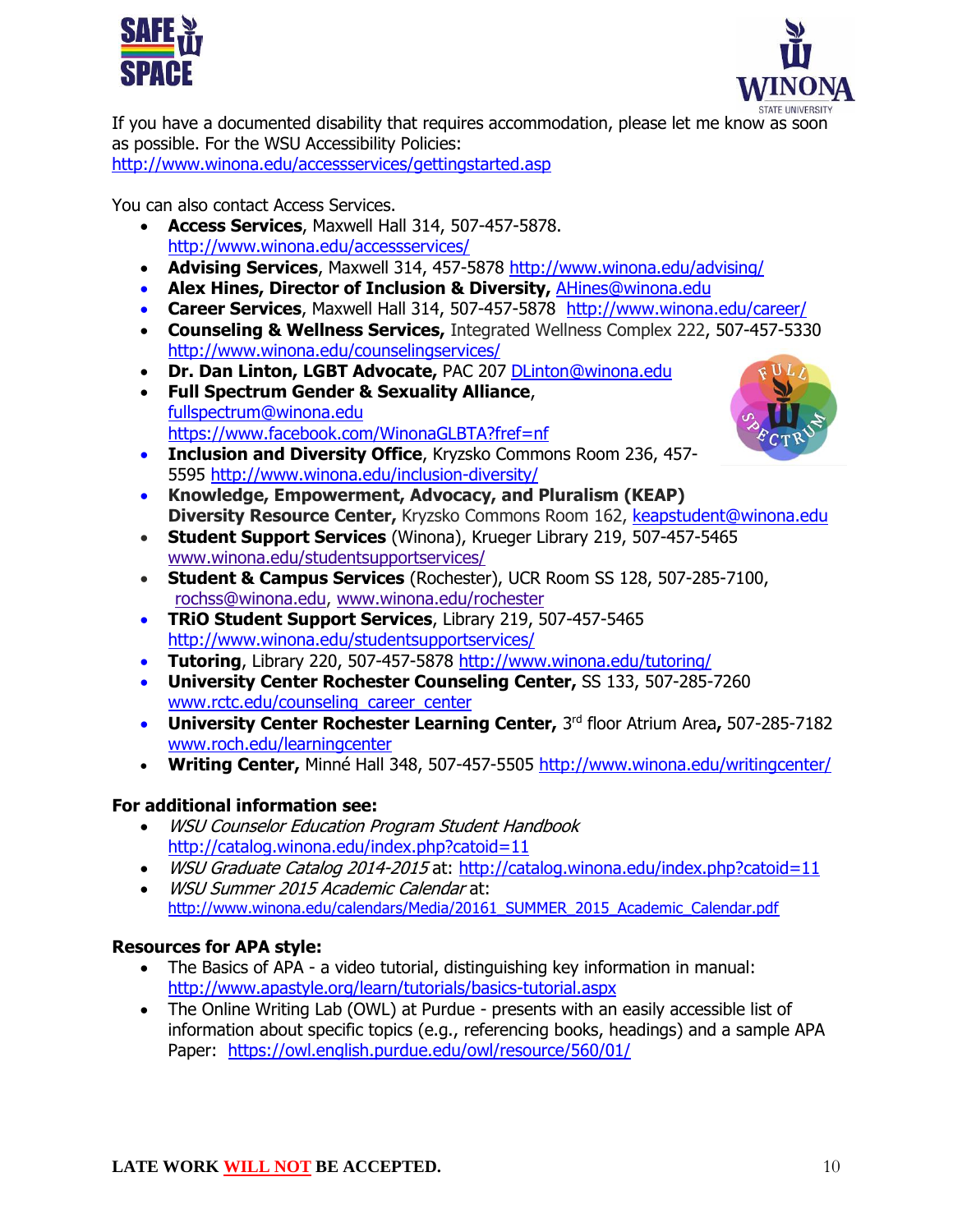If you have a documented disability that requires accommodation, please let me know as soon as possible. For the WSU Accessibility Policies: http://www.winona.edu/accessservices/gettingstarted.asp

You can also contact Access Services.

- **Access Services**, Maxwell Hall 314, 507-457-5878. http://www.winona.edu/accessservices/
- **Advising Services**, Maxwell 314, 457-5878 http://www.winona.edu/advising/
- **Alex Hines, Director of Inclusion & Diversity,** AHines@winona.edu
- **Career Services**, Maxwell Hall 314, 507-457-5878 http://www.winona.edu/career/
- **Counseling & Wellness Services,** Integrated Wellness Complex 222, 507-457-5330 http://www.winona.edu/counselingservices/
- **Dr. Dan Linton, LGBT Advocate,** PAC 207 DLinton@winona.edu
- **Full Spectrum Gender & Sexuality Alliance**, fullspectrum@winona.edu https://www.facebook.com/WinonaGLBTA?fref=nf
- **Inclusion and Diversity Office**, Kryzsko Commons Room 236, 457-5595 http://www.winona.edu/inclusion-diversity/
- **Knowledge, Empowerment, Advocacy, and Pluralism (KEAP) Diversity Resource Center,** Kryzsko Commons Room 162, keapstudent@winona.edu
- **Student Support Services** (Winona), Krueger Library 219, 507-457-5465 www.winona.edu/studentsupportservices/
- **Student & Campus Services** (Rochester), UCR Room SS 128, 507-285-7100, rochss@winona.edu, www.winona.edu/rochester
- **TRiO Student Support Services**, Library 219, 507-457-5465 http://www.winona.edu/studentsupportservices/
- **Tutoring**, Library 220, 507-457-5878 http://www.winona.edu/tutoring/
- **University Center Rochester Counseling Center,** SS 133, 507-285-7260 www.rctc.edu/counseling_career_center
- **University Center Rochester Learning Center,** 3rd floor Atrium Area**,** 507-285-7182 www.roch.edu/learningcenter
- **Writing Center,** Minné Hall 348, 507-457-5505 http://www.winona.edu/writingcenter/

**For additional information see:**

- *WSU Counselor Education Program Student Handbook* http://catalog.winona.edu/index.php?catoid=11
- *WSU Graduate Catalog 2014-2015* at: http://catalog.winona.edu/index.php?catoid=11
- *WSU Summer 2015 Academic Calendar* at: http://www.winona.edu/calendars/Media/20161_SUMMER_2015_Academic_Calendar.pdf

**Resources for APA style:**

- The Basics of APA - a video tutorial, distinguishing key information in manual: http://www.apastyle.org/learn/tutorials/basics-tutorial.aspx
- The Online Writing Lab (OWL) at Purdue - presents with an easily accessible list of information about specific topics (e.g., referencing books, headings) and a sample APA Paper: https://owl.english.purdue.edu/owl/resource/560/01/

**LATE WORK WILL NOT BE ACCEPTED.**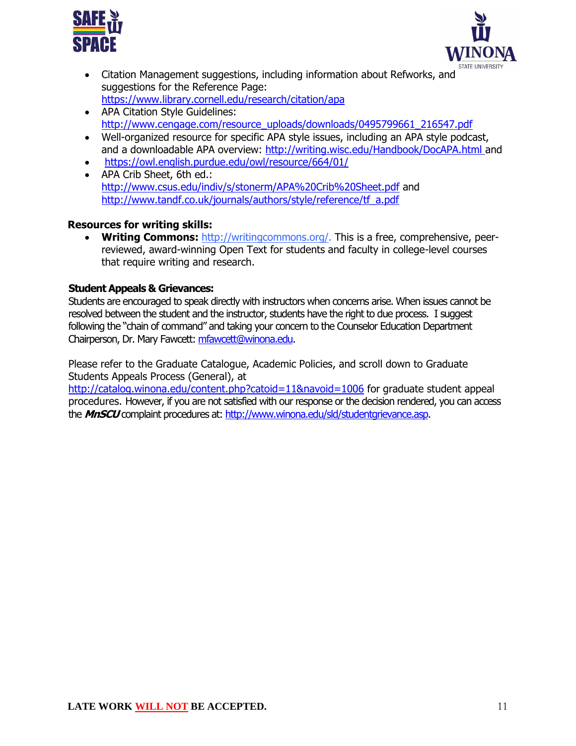- Citation Management suggestions, including information about Refworks, and suggestions for the Reference Page: https://www.library.cornell.edu/research/citation/apa
- APA Citation Style Guidelines: http://www.cengage.com/resource_uploads/downloads/0495799661_216547.pdf
- Well-organized resource for specific APA style issues, including an APA style podcast, and a downloadable APA overview: http://writing.wisc.edu/Handbook/DocAPA.html and
- https://owl.english.purdue.edu/owl/resource/664/01/
- APA Crib Sheet, 6th ed.: http://www.csus.edu/indiv/s/stonerm/APA%20Crib%20Sheet.pdf and http://www.tandf.co.uk/journals/authors/style/reference/tf_a.pdf

**Resources for writing skills:**

- **Writing Commons:** http://writingcommons.org/. This is a free, comprehensive, peer-reviewed, award-winning Open Text for students and faculty in college-level courses that require writing and research.

**Student Appeals & Grievances:**

Students are encouraged to speak directly with instructors when concerns arise. When issues cannot be resolved between the student and the instructor, students have the right to due process. I suggest following the "chain of command" and taking your concern to the Counselor Education Department Chairperson, Dr. Mary Fawcett: mfawcett@winona.edu.

Please refer to the Graduate Catalogue, Academic Policies, and scroll down to Graduate Students Appeals Process (General), at http://catalog.winona.edu/content.php?catoid=11&navoid=1006 for graduate student appeal procedures. However, if you are not satisfied with our response or the decision rendered, you can access the ***MnSCU*** complaint procedures at: http://www.winona.edu/sld/studentgrievance.asp.

**LATE WORK WILL NOT BE ACCEPTED.**